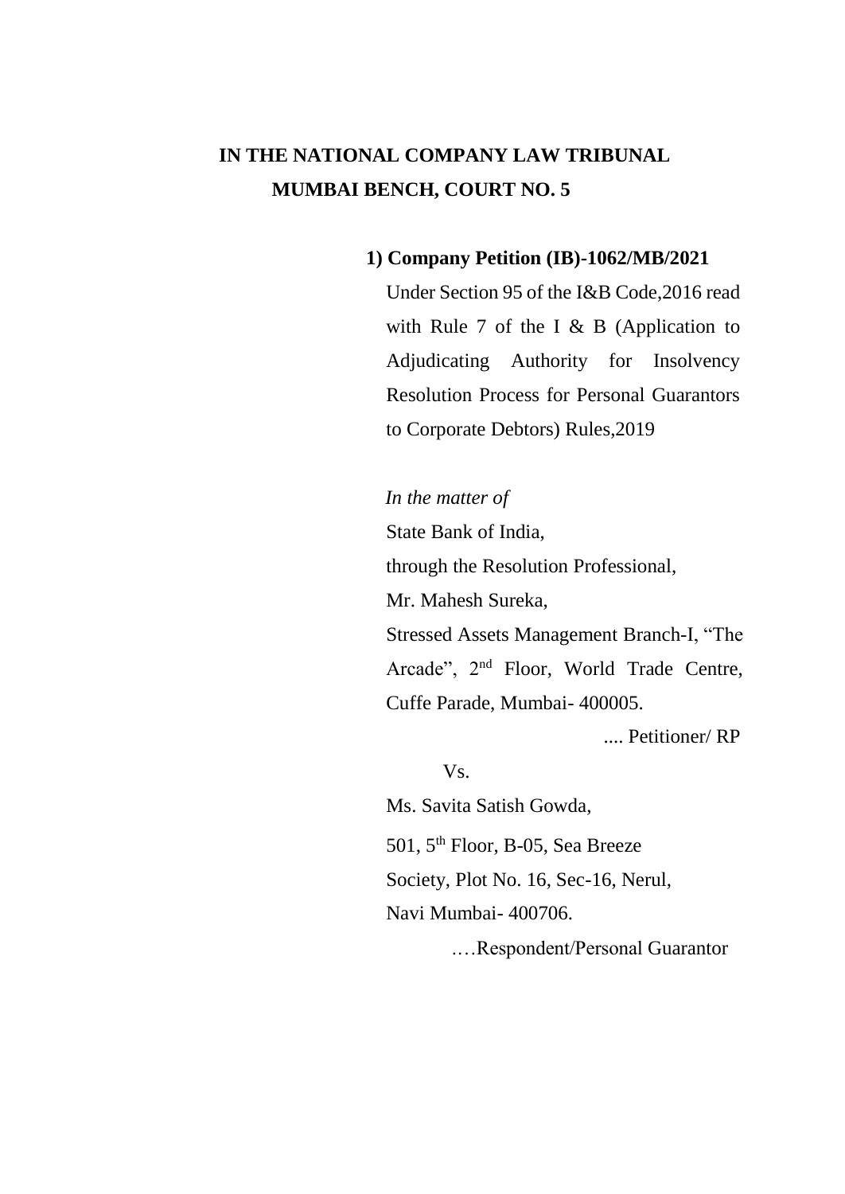# IN THE NATIONAL COMPANY LAW TRIBUNAL
## MUMBAI BENCH, COURT NO. 5

**1) Company Petition (IB)-1062/MB/2021**

Under Section 95 of the I&B Code,2016 read with Rule 7 of the I & B (Application to Adjudicating Authority for Insolvency Resolution Process for Personal Guarantors to Corporate Debtors) Rules,2019

*In the matter of*

State Bank of India,
through the Resolution Professional,
Mr. Mahesh Sureka,
Stressed Assets Management Branch-I, "The Arcade", 2nd Floor, World Trade Centre, Cuffe Parade, Mumbai- 400005.

.... Petitioner/ RP

Vs.

Ms. Savita Satish Gowda,
501, 5th Floor, B-05, Sea Breeze Society, Plot No. 16, Sec-16, Nerul, Navi Mumbai- 400706.

….Respondent/Personal Guarantor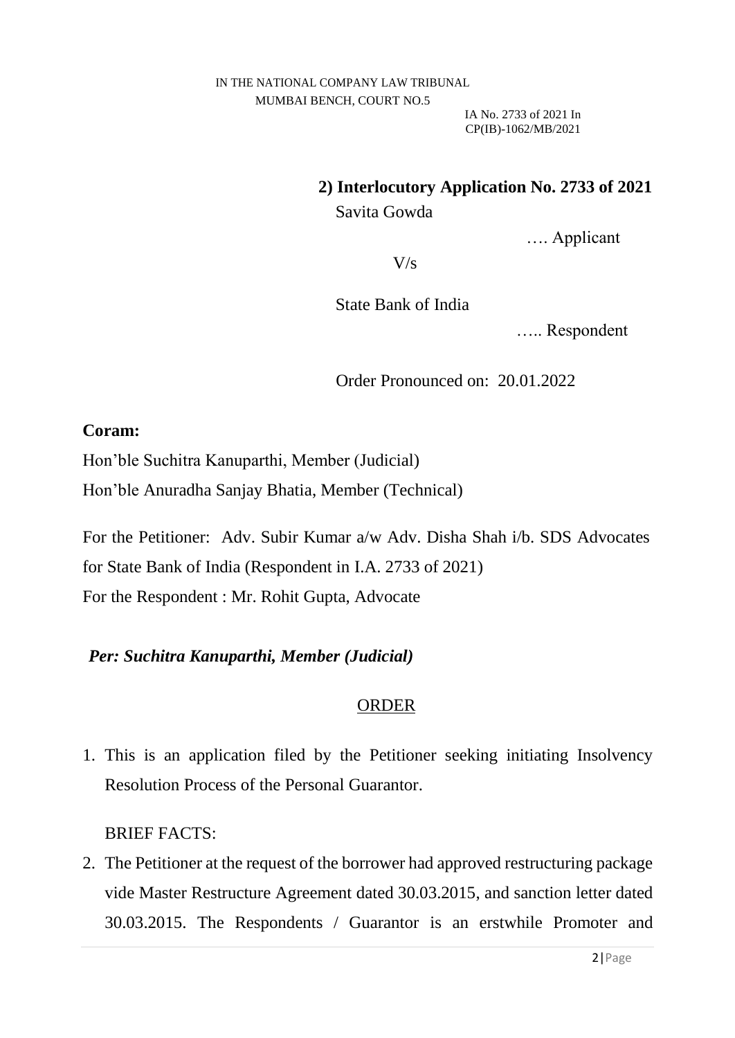IN THE NATIONAL COMPANY LAW TRIBUNAL
MUMBAI BENCH, COURT NO.5

IA No. 2733 of 2021 In
CP(IB)-1062/MB/2021

**2) Interlocutory Application No. 2733 of 2021**

Savita Gowda

…. Applicant

V/s

State Bank of India

….. Respondent

Order Pronounced on: 20.01.2022

**Coram:**

Hon'ble Suchitra Kanuparthi, Member (Judicial)

Hon'ble Anuradha Sanjay Bhatia, Member (Technical)

For the Petitioner: Adv. Subir Kumar a/w Adv. Disha Shah i/b. SDS Advocates for State Bank of India (Respondent in I.A. 2733 of 2021)

For the Respondent : Mr. Rohit Gupta, Advocate

***Per: Suchitra Kanuparthi, Member (Judicial)***

## ORDER

1. This is an application filed by the Petitioner seeking initiating Insolvency Resolution Process of the Personal Guarantor.

BRIEF FACTS:

2. The Petitioner at the request of the borrower had approved restructuring package vide Master Restructure Agreement dated 30.03.2015, and sanction letter dated 30.03.2015. The Respondents / Guarantor is an erstwhile Promoter and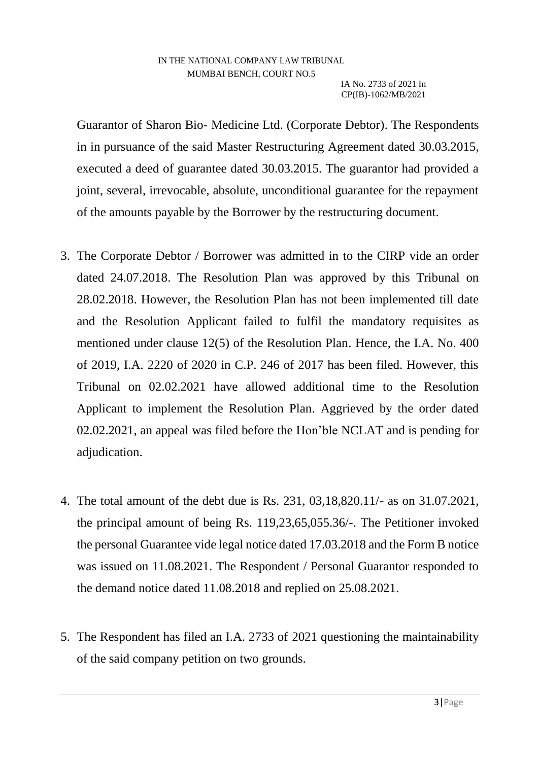Guarantor of Sharon Bio- Medicine Ltd. (Corporate Debtor). The Respondents in in pursuance of the said Master Restructuring Agreement dated 30.03.2015, executed a deed of guarantee dated 30.03.2015. The guarantor had provided a joint, several, irrevocable, absolute, unconditional guarantee for the repayment of the amounts payable by the Borrower by the restructuring document.

3. The Corporate Debtor / Borrower was admitted in to the CIRP vide an order dated 24.07.2018. The Resolution Plan was approved by this Tribunal on 28.02.2018. However, the Resolution Plan has not been implemented till date and the Resolution Applicant failed to fulfil the mandatory requisites as mentioned under clause 12(5) of the Resolution Plan. Hence, the I.A. No. 400 of 2019, I.A. 2220 of 2020 in C.P. 246 of 2017 has been filed. However, this Tribunal on 02.02.2021 have allowed additional time to the Resolution Applicant to implement the Resolution Plan. Aggrieved by the order dated 02.02.2021, an appeal was filed before the Hon'ble NCLAT and is pending for adjudication.

4. The total amount of the debt due is Rs. 231, 03,18,820.11/- as on 31.07.2021, the principal amount of being Rs. 119,23,65,055.36/-. The Petitioner invoked the personal Guarantee vide legal notice dated 17.03.2018 and the Form B notice was issued on 11.08.2021. The Respondent / Personal Guarantor responded to the demand notice dated 11.08.2018 and replied on 25.08.2021.

5. The Respondent has filed an I.A. 2733 of 2021 questioning the maintainability of the said company petition on two grounds.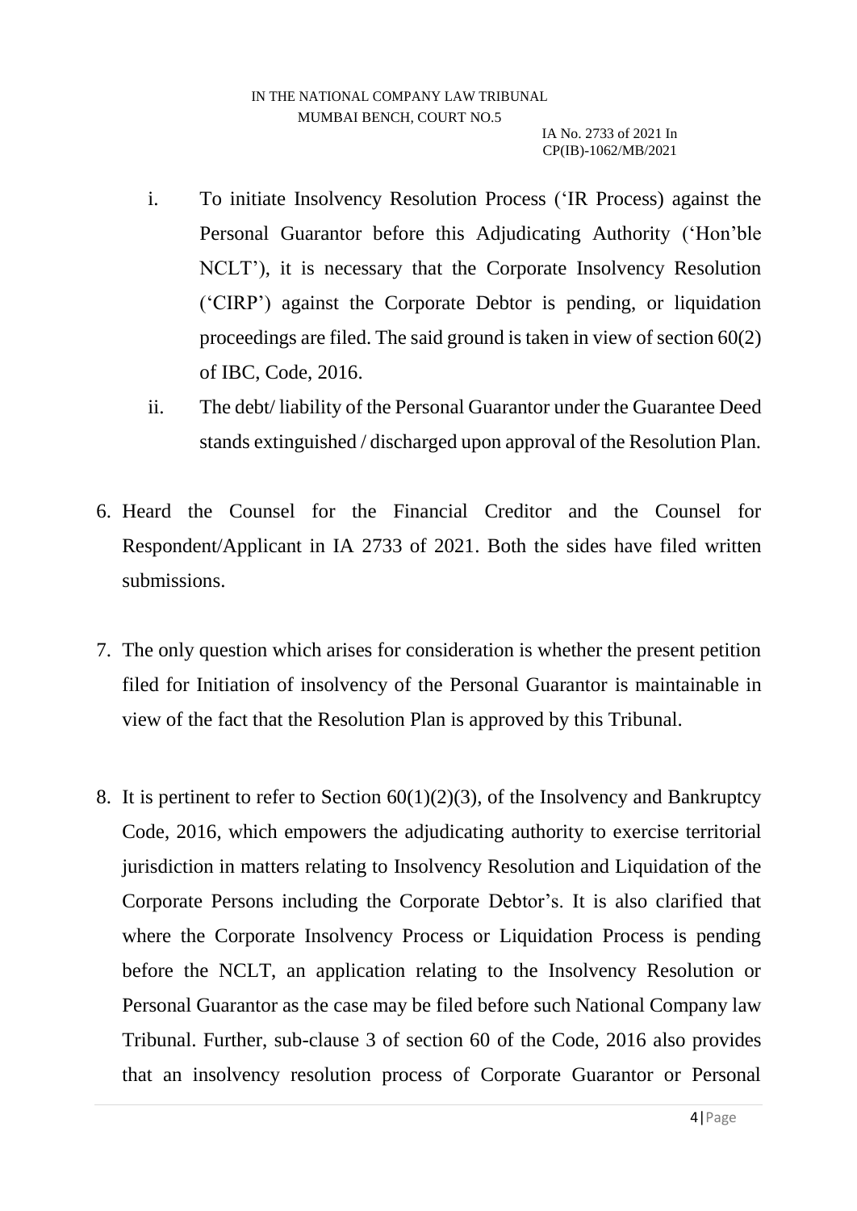i. To initiate Insolvency Resolution Process ('IR Process) against the Personal Guarantor before this Adjudicating Authority ('Hon'ble NCLT'), it is necessary that the Corporate Insolvency Resolution ('CIRP') against the Corporate Debtor is pending, or liquidation proceedings are filed. The said ground is taken in view of section 60(2) of IBC, Code, 2016.

ii. The debt/ liability of the Personal Guarantor under the Guarantee Deed stands extinguished / discharged upon approval of the Resolution Plan.

6. Heard the Counsel for the Financial Creditor and the Counsel for Respondent/Applicant in IA 2733 of 2021. Both the sides have filed written submissions.

7. The only question which arises for consideration is whether the present petition filed for Initiation of insolvency of the Personal Guarantor is maintainable in view of the fact that the Resolution Plan is approved by this Tribunal.

8. It is pertinent to refer to Section 60(1)(2)(3), of the Insolvency and Bankruptcy Code, 2016, which empowers the adjudicating authority to exercise territorial jurisdiction in matters relating to Insolvency Resolution and Liquidation of the Corporate Persons including the Corporate Debtor's. It is also clarified that where the Corporate Insolvency Process or Liquidation Process is pending before the NCLT, an application relating to the Insolvency Resolution or Personal Guarantor as the case may be filed before such National Company law Tribunal. Further, sub-clause 3 of section 60 of the Code, 2016 also provides that an insolvency resolution process of Corporate Guarantor or Personal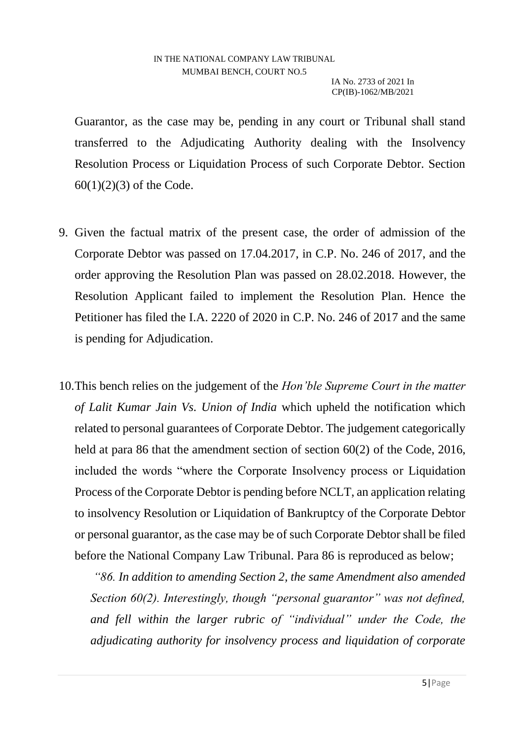Guarantor, as the case may be, pending in any court or Tribunal shall stand transferred to the Adjudicating Authority dealing with the Insolvency Resolution Process or Liquidation Process of such Corporate Debtor. Section 60(1)(2)(3) of the Code.

9. Given the factual matrix of the present case, the order of admission of the Corporate Debtor was passed on 17.04.2017, in C.P. No. 246 of 2017, and the order approving the Resolution Plan was passed on 28.02.2018. However, the Resolution Applicant failed to implement the Resolution Plan. Hence the Petitioner has filed the I.A. 2220 of 2020 in C.P. No. 246 of 2017 and the same is pending for Adjudication.

10. This bench relies on the judgement of the *Hon'ble Supreme Court in the matter of Lalit Kumar Jain Vs. Union of India* which upheld the notification which related to personal guarantees of Corporate Debtor. The judgement categorically held at para 86 that the amendment section of section 60(2) of the Code, 2016, included the words "where the Corporate Insolvency process or Liquidation Process of the Corporate Debtor is pending before NCLT, an application relating to insolvency Resolution or Liquidation of Bankruptcy of the Corporate Debtor or personal guarantor, as the case may be of such Corporate Debtor shall be filed before the National Company Law Tribunal. Para 86 is reproduced as below;

*"86. In addition to amending Section 2, the same Amendment also amended Section 60(2). Interestingly, though "personal guarantor" was not defined, and fell within the larger rubric of "individual" under the Code, the adjudicating authority for insolvency process and liquidation of corporate*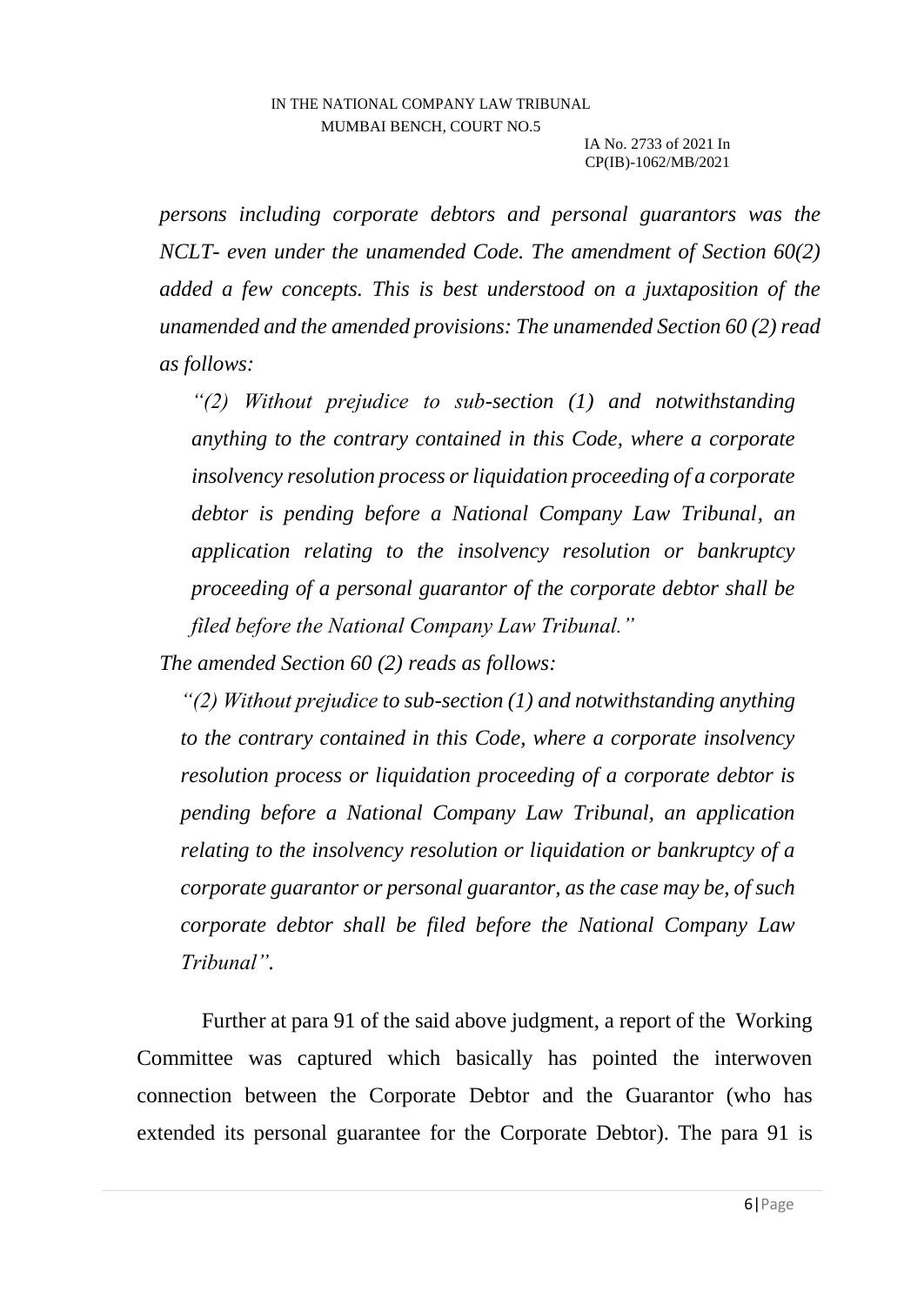*persons including corporate debtors and personal guarantors was the NCLT- even under the unamended Code. The amendment of Section 60(2) added a few concepts. This is best understood on a juxtaposition of the unamended and the amended provisions: The unamended Section 60 (2) read as follows:*

> *"(2) Without prejudice to sub-section (1) and notwithstanding anything to the contrary contained in this Code, where a corporate insolvency resolution process or liquidation proceeding of a corporate debtor is pending before a National Company Law Tribunal, an application relating to the insolvency resolution or bankruptcy proceeding of a personal guarantor of the corporate debtor shall be filed before the National Company Law Tribunal."*

*The amended Section 60 (2) reads as follows:*

> *"(2) Without prejudice to sub-section (1) and notwithstanding anything to the contrary contained in this Code, where a corporate insolvency resolution process or liquidation proceeding of a corporate debtor is pending before a National Company Law Tribunal, an application relating to the insolvency resolution or liquidation or bankruptcy of a corporate guarantor or personal guarantor, as the case may be, of such corporate debtor shall be filed before the National Company Law Tribunal".*

Further at para 91 of the said above judgment, a report of the Working Committee was captured which basically has pointed the interwoven connection between the Corporate Debtor and the Guarantor (who has extended its personal guarantee for the Corporate Debtor). The para 91 is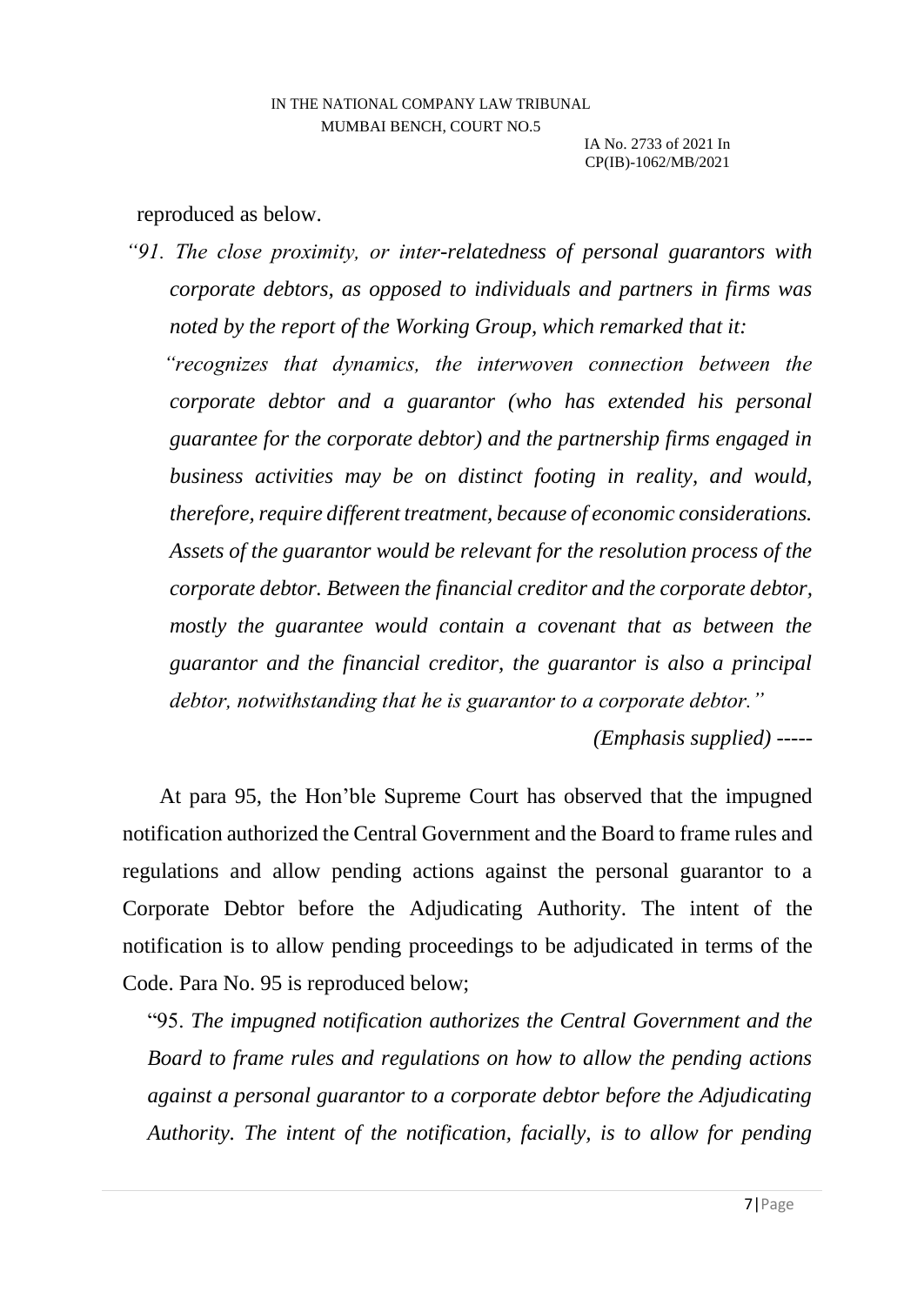reproduced as below.

*"91. The close proximity, or inter-relatedness of personal guarantors with corporate debtors, as opposed to individuals and partners in firms was noted by the report of the Working Group, which remarked that it:*

*"recognizes that dynamics, the interwoven connection between the corporate debtor and a guarantor (who has extended his personal guarantee for the corporate debtor) and the partnership firms engaged in business activities may be on distinct footing in reality, and would, therefore, require different treatment, because of economic considerations. Assets of the guarantor would be relevant for the resolution process of the corporate debtor. Between the financial creditor and the corporate debtor, mostly the guarantee would contain a covenant that as between the guarantor and the financial creditor, the guarantor is also a principal debtor, notwithstanding that he is guarantor to a corporate debtor."*

*(Emphasis supplied)* -----

At para 95, the Hon'ble Supreme Court has observed that the impugned notification authorized the Central Government and the Board to frame rules and regulations and allow pending actions against the personal guarantor to a Corporate Debtor before the Adjudicating Authority. The intent of the notification is to allow pending proceedings to be adjudicated in terms of the Code. Para No. 95 is reproduced below;

"95. *The impugned notification authorizes the Central Government and the Board to frame rules and regulations on how to allow the pending actions against a personal guarantor to a corporate debtor before the Adjudicating Authority. The intent of the notification, facially, is to allow for pending*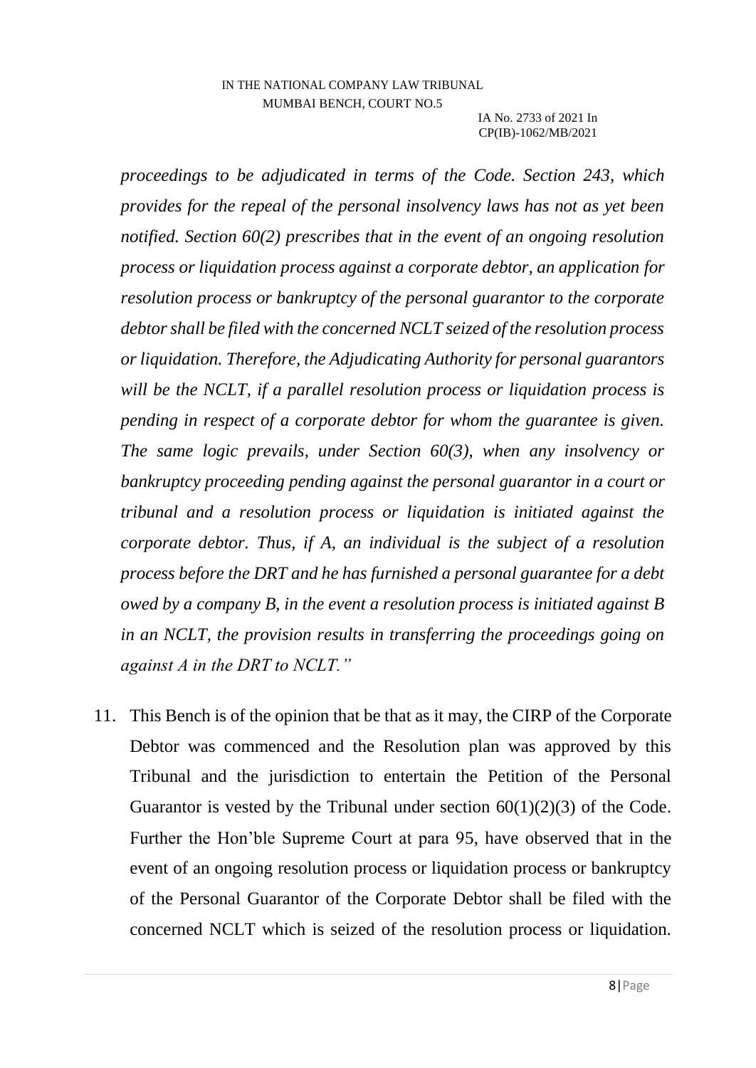*proceedings to be adjudicated in terms of the Code. Section 243, which provides for the repeal of the personal insolvency laws has not as yet been notified. Section 60(2) prescribes that in the event of an ongoing resolution process or liquidation process against a corporate debtor, an application for resolution process or bankruptcy of the personal guarantor to the corporate debtor shall be filed with the concerned NCLT seized of the resolution process or liquidation. Therefore, the Adjudicating Authority for personal guarantors will be the NCLT, if a parallel resolution process or liquidation process is pending in respect of a corporate debtor for whom the guarantee is given. The same logic prevails, under Section 60(3), when any insolvency or bankruptcy proceeding pending against the personal guarantor in a court or tribunal and a resolution process or liquidation is initiated against the corporate debtor. Thus, if A, an individual is the subject of a resolution process before the DRT and he has furnished a personal guarantee for a debt owed by a company B, in the event a resolution process is initiated against B in an NCLT, the provision results in transferring the proceedings going on against A in the DRT to NCLT."*

11. This Bench is of the opinion that be that as it may, the CIRP of the Corporate Debtor was commenced and the Resolution plan was approved by this Tribunal and the jurisdiction to entertain the Petition of the Personal Guarantor is vested by the Tribunal under section 60(1)(2)(3) of the Code. Further the Hon'ble Supreme Court at para 95, have observed that in the event of an ongoing resolution process or liquidation process or bankruptcy of the Personal Guarantor of the Corporate Debtor shall be filed with the concerned NCLT which is seized of the resolution process or liquidation.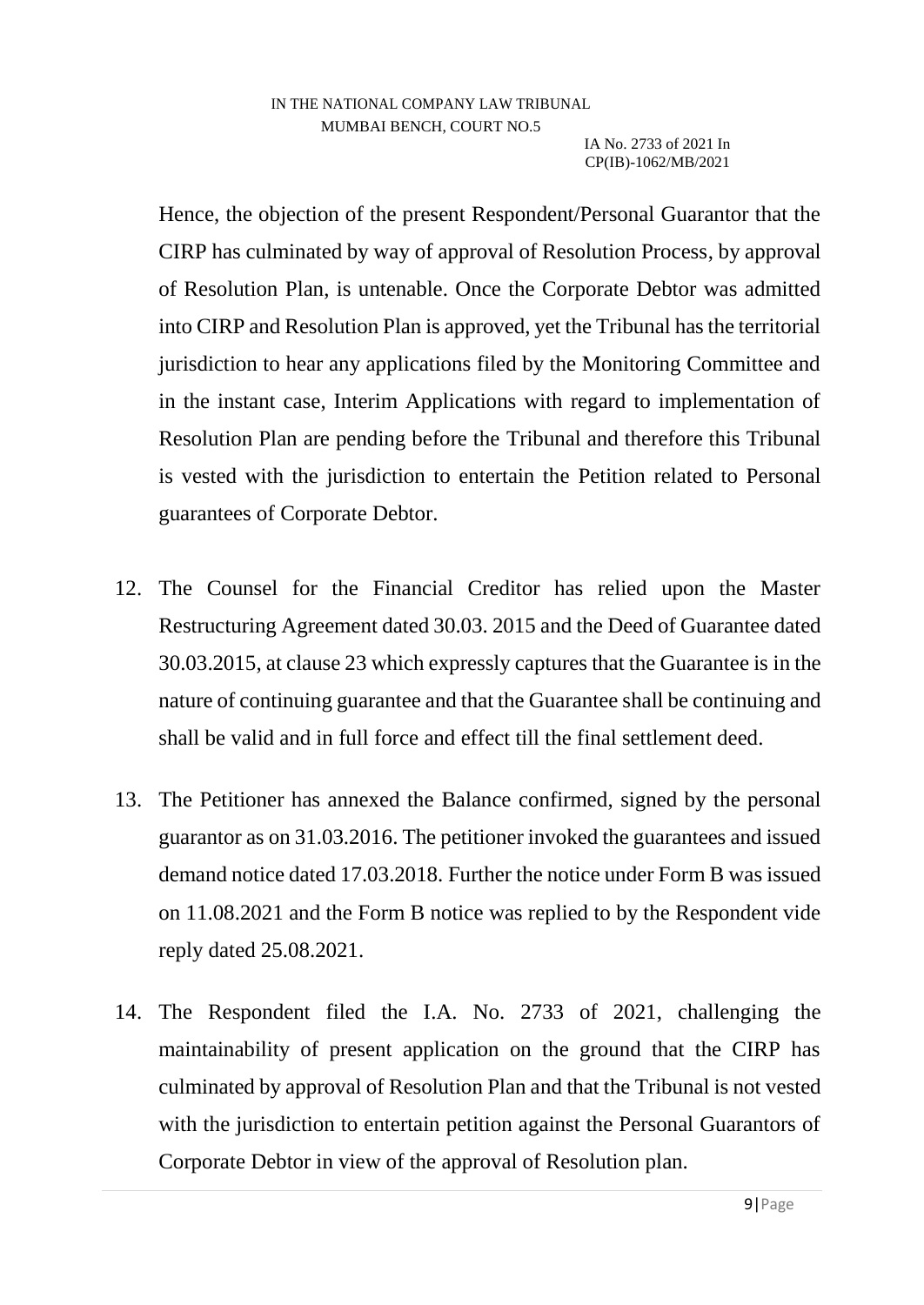Hence, the objection of the present Respondent/Personal Guarantor that the CIRP has culminated by way of approval of Resolution Process, by approval of Resolution Plan, is untenable. Once the Corporate Debtor was admitted into CIRP and Resolution Plan is approved, yet the Tribunal has the territorial jurisdiction to hear any applications filed by the Monitoring Committee and in the instant case, Interim Applications with regard to implementation of Resolution Plan are pending before the Tribunal and therefore this Tribunal is vested with the jurisdiction to entertain the Petition related to Personal guarantees of Corporate Debtor.

12. The Counsel for the Financial Creditor has relied upon the Master Restructuring Agreement dated 30.03. 2015 and the Deed of Guarantee dated 30.03.2015, at clause 23 which expressly captures that the Guarantee is in the nature of continuing guarantee and that the Guarantee shall be continuing and shall be valid and in full force and effect till the final settlement deed.

13. The Petitioner has annexed the Balance confirmed, signed by the personal guarantor as on 31.03.2016. The petitioner invoked the guarantees and issued demand notice dated 17.03.2018. Further the notice under Form B was issued on 11.08.2021 and the Form B notice was replied to by the Respondent vide reply dated 25.08.2021.

14. The Respondent filed the I.A. No. 2733 of 2021, challenging the maintainability of present application on the ground that the CIRP has culminated by approval of Resolution Plan and that the Tribunal is not vested with the jurisdiction to entertain petition against the Personal Guarantors of Corporate Debtor in view of the approval of Resolution plan.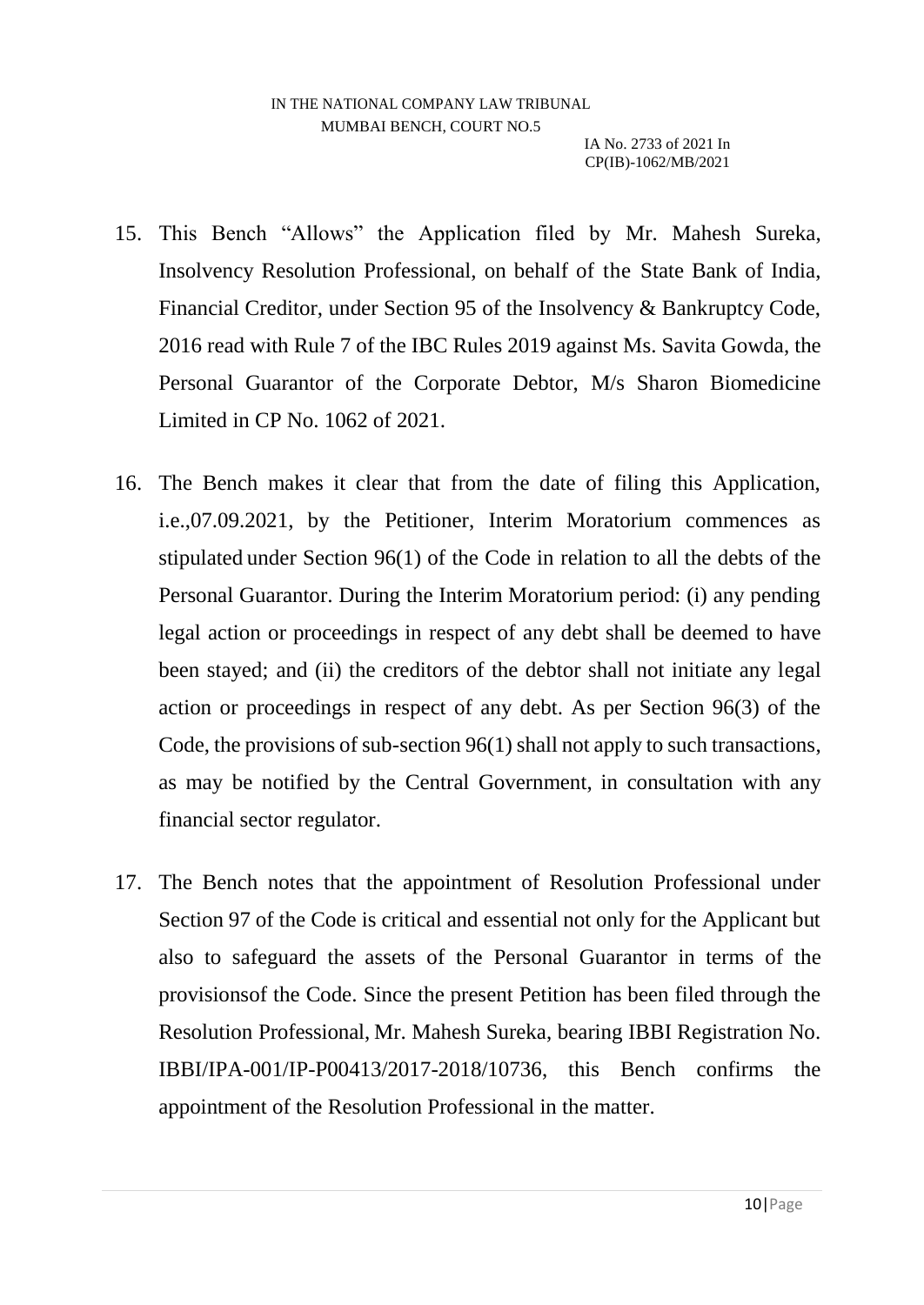15. This Bench "Allows" the Application filed by Mr. Mahesh Sureka, Insolvency Resolution Professional, on behalf of the State Bank of India, Financial Creditor, under Section 95 of the Insolvency & Bankruptcy Code, 2016 read with Rule 7 of the IBC Rules 2019 against Ms. Savita Gowda, the Personal Guarantor of the Corporate Debtor, M/s Sharon Biomedicine Limited in CP No. 1062 of 2021.

16. The Bench makes it clear that from the date of filing this Application, i.e.,07.09.2021, by the Petitioner, Interim Moratorium commences as stipulated under Section 96(1) of the Code in relation to all the debts of the Personal Guarantor. During the Interim Moratorium period: (i) any pending legal action or proceedings in respect of any debt shall be deemed to have been stayed; and (ii) the creditors of the debtor shall not initiate any legal action or proceedings in respect of any debt. As per Section 96(3) of the Code, the provisions of sub-section 96(1) shall not apply to such transactions, as may be notified by the Central Government, in consultation with any financial sector regulator.

17. The Bench notes that the appointment of Resolution Professional under Section 97 of the Code is critical and essential not only for the Applicant but also to safeguard the assets of the Personal Guarantor in terms of the provisionsof the Code. Since the present Petition has been filed through the Resolution Professional, Mr. Mahesh Sureka, bearing IBBI Registration No. IBBI/IPA-001/IP-P00413/2017-2018/10736, this Bench confirms the appointment of the Resolution Professional in the matter.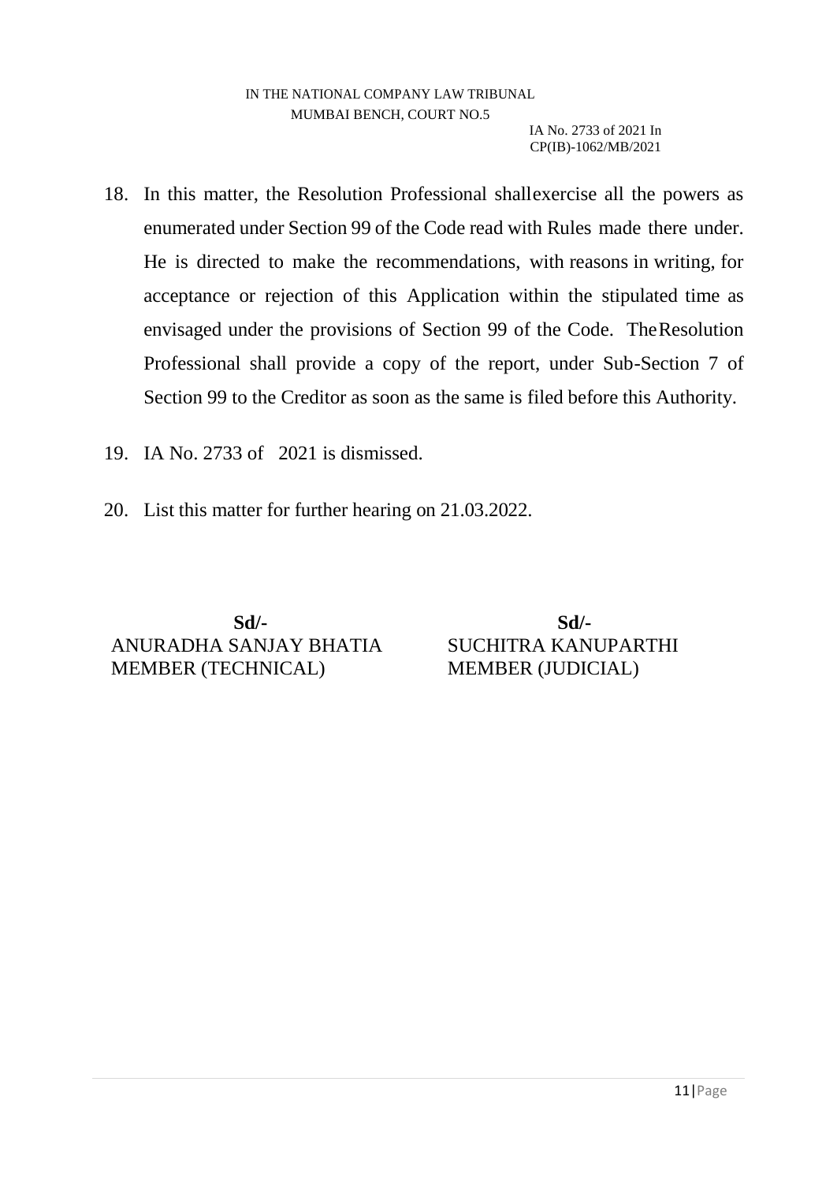18. In this matter, the Resolution Professional shallexercise all the powers as enumerated under Section 99 of the Code read with Rules made there under. He is directed to make the recommendations, with reasons in writing, for acceptance or rejection of this Application within the stipulated time as envisaged under the provisions of Section 99 of the Code. TheResolution Professional shall provide a copy of the report, under Sub-Section 7 of Section 99 to the Creditor as soon as the same is filed before this Authority.

19. IA No. 2733 of 2021 is dismissed.

20. List this matter for further hearing on 21.03.2022.

**Sd/-**
ANURADHA SANJAY BHATIA
MEMBER (TECHNICAL)

**Sd/-**
SUCHITRA KANUPARTHI
MEMBER (JUDICIAL)